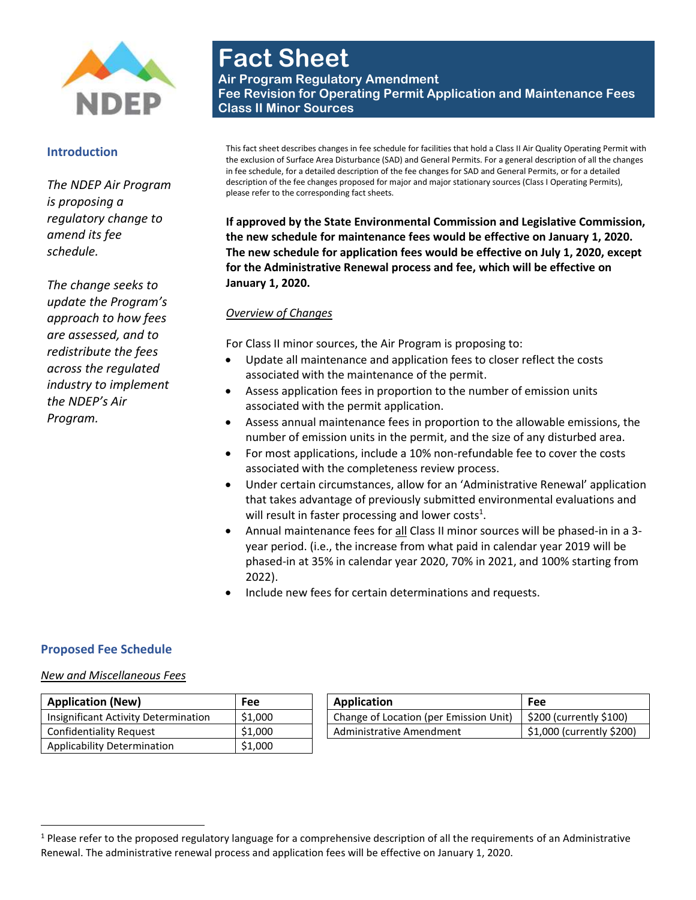# Fact Sheet

**Air Program Regulatory Amendment**
**Fee Revision for Operating Permit Application and Maintenance Fees**
**Class II Minor Sources**

## Introduction

*The NDEP Air Program is proposing a regulatory change to amend its fee schedule.*

*The change seeks to update the Program's approach to how fees are assessed, and to redistribute the fees across the regulated industry to implement the NDEP's Air Program.*

This fact sheet describes changes in fee schedule for facilities that hold a Class II Air Quality Operating Permit with the exclusion of Surface Area Disturbance (SAD) and General Permits. For a general description of all the changes in fee schedule, for a detailed description of the fee changes for SAD and General Permits, or for a detailed description of the fee changes proposed for major and major stationary sources (Class I Operating Permits), please refer to the corresponding fact sheets.

**If approved by the State Environmental Commission and Legislative Commission, the new schedule for maintenance fees would be effective on January 1, 2020. The new schedule for application fees would be effective on July 1, 2020, except for the Administrative Renewal process and fee, which will be effective on January 1, 2020.**

*Overview of Changes*

For Class II minor sources, the Air Program is proposing to:

- Update all maintenance and application fees to closer reflect the costs associated with the maintenance of the permit.
- Assess application fees in proportion to the number of emission units associated with the permit application.
- Assess annual maintenance fees in proportion to the allowable emissions, the number of emission units in the permit, and the size of any disturbed area.
- For most applications, include a 10% non-refundable fee to cover the costs associated with the completeness review process.
- Under certain circumstances, allow for an 'Administrative Renewal' application that takes advantage of previously submitted environmental evaluations and will result in faster processing and lower costs[1].
- Annual maintenance fees for all Class II minor sources will be phased-in in a 3-year period. (i.e., the increase from what paid in calendar year 2019 will be phased-in at 35% in calendar year 2020, 70% in 2021, and 100% starting from 2022).
- Include new fees for certain determinations and requests.

## Proposed Fee Schedule

*New and Miscellaneous Fees*

| Application (New) | Fee |
|---|---|
| Insignificant Activity Determination | $1,000 |
| Confidentiality Request | $1,000 |
| Applicability Determination | $1,000 |

| Application | Fee |
|---|---|
| Change of Location (per Emission Unit) | $200 (currently $100) |
| Administrative Amendment | $1,000 (currently $200) |

[1] Please refer to the proposed regulatory language for a comprehensive description of all the requirements of an Administrative Renewal. The administrative renewal process and application fees will be effective on January 1, 2020.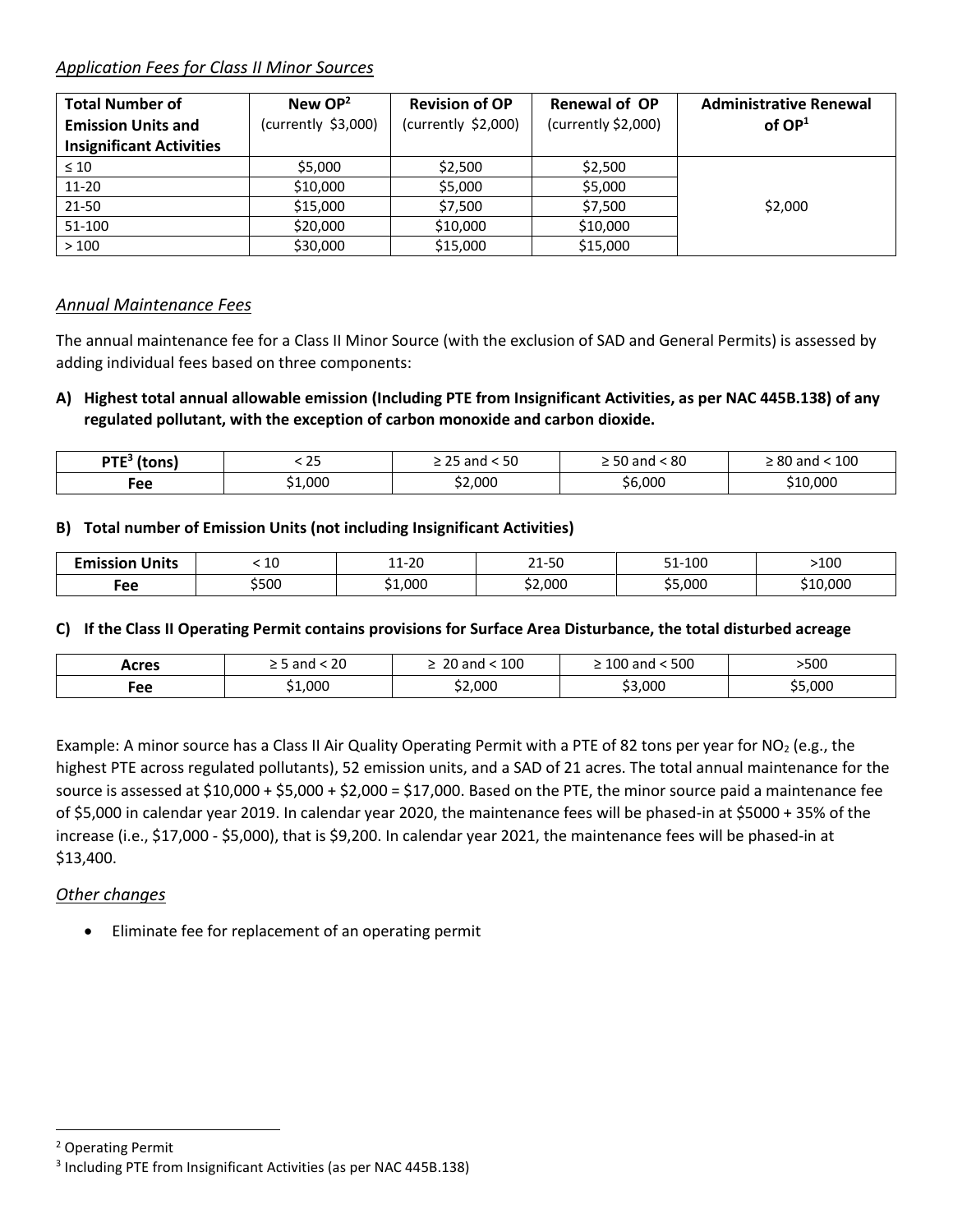*Application Fees for Class II Minor Sources*

| **Total Number of Emission Units and Insignificant Activities** | **New OP**[2] (currently $3,000) | **Revision of OP** (currently $2,000) | **Renewal of OP** (currently $2,000) | **Administrative Renewal of OP**[1] |
|---|---|---|---|---|
| ≤ 10 | $5,000 | $2,500 | $2,500 | $2,000 |
| 11-20 | $10,000 | $5,000 | $5,000 | |
| 21-50 | $15,000 | $7,500 | $7,500 | |
| 51-100 | $20,000 | $10,000 | $10,000 | |
| > 100 | $30,000 | $15,000 | $15,000 | |

*Annual Maintenance Fees*

The annual maintenance fee for a Class II Minor Source (with the exclusion of SAD and General Permits) is assessed by adding individual fees based on three components:

**A) Highest total annual allowable emission (Including PTE from Insignificant Activities, as per NAC 445B.138) of any regulated pollutant, with the exception of carbon monoxide and carbon dioxide.**

| **PTE[3] (tons)** | < 25 | ≥ 25 and < 50 | ≥ 50 and < 80 | ≥ 80 and < 100 |
|---|---|---|---|---|
| **Fee** | $1,000 | $2,000 | $6,000 | $10,000 |

**B) Total number of Emission Units (not including Insignificant Activities)**

| **Emission Units** | < 10 | 11-20 | 21-50 | 51-100 | >100 |
|---|---|---|---|---|---|
| **Fee** | $500 | $1,000 | $2,000 | $5,000 | $10,000 |

**C) If the Class II Operating Permit contains provisions for Surface Area Disturbance, the total disturbed acreage**

| **Acres** | ≥ 5 and < 20 | ≥ 20 and < 100 | ≥ 100 and < 500 | >500 |
|---|---|---|---|---|
| **Fee** | $1,000 | $2,000 | $3,000 | $5,000 |

Example: A minor source has a Class II Air Quality Operating Permit with a PTE of 82 tons per year for $NO_2$ (e.g., the highest PTE across regulated pollutants), 52 emission units, and a SAD of 21 acres. The total annual maintenance for the source is assessed at $10,000 + $5,000 + $2,000 = $17,000. Based on the PTE, the minor source paid a maintenance fee of $5,000 in calendar year 2019. In calendar year 2020, the maintenance fees will be phased-in at $5000 + 35% of the increase (i.e., $17,000 - $5,000), that is $9,200. In calendar year 2021, the maintenance fees will be phased-in at $13,400.

*Other changes*

- Eliminate fee for replacement of an operating permit

[2] Operating Permit

[3] Including PTE from Insignificant Activities (as per NAC 445B.138)